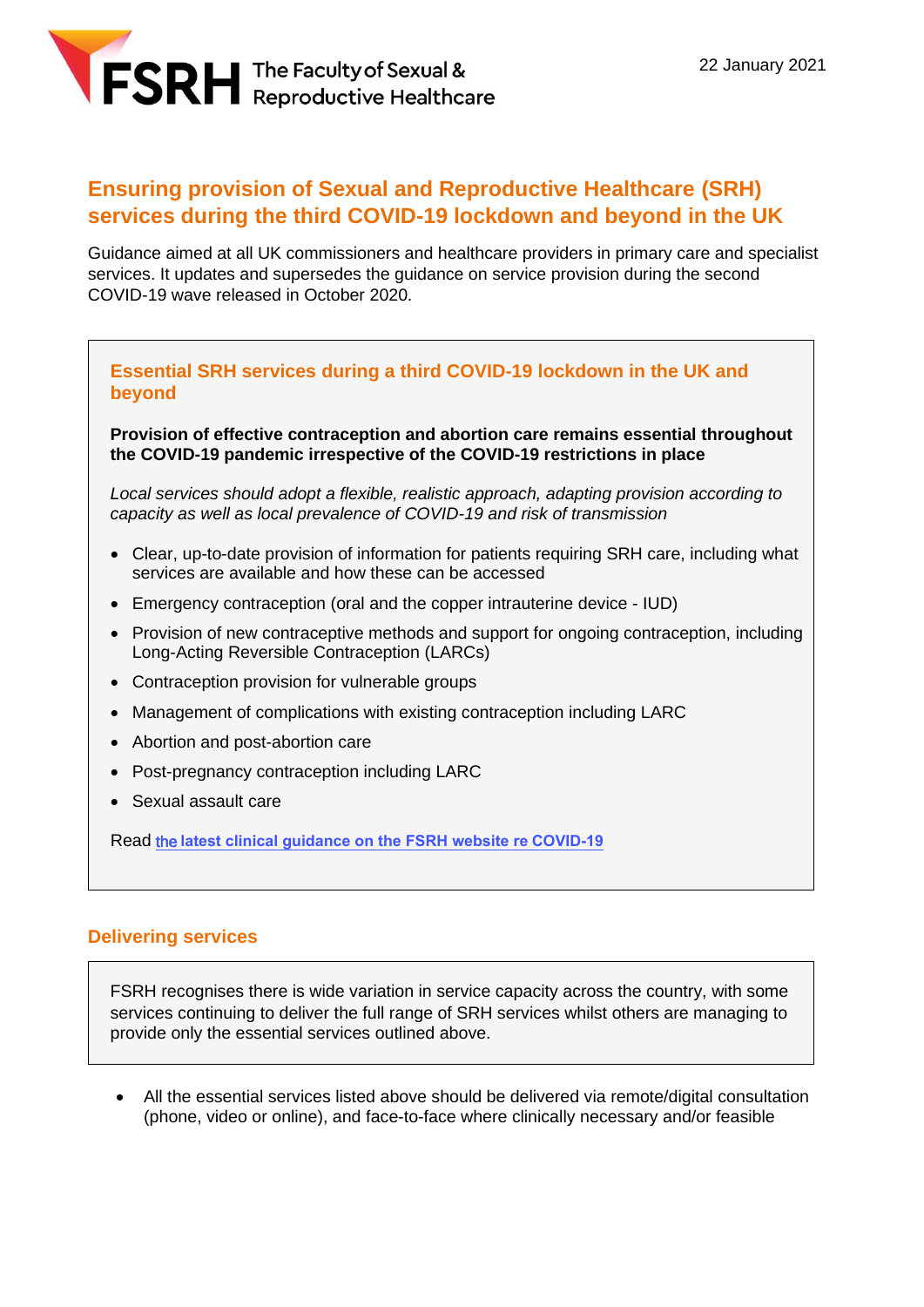FSRH The Faculty of Sexual & Reproductive Healthcare

22 January 2021

# Ensuring provision of Sexual and Reproductive Healthcare (SRH) services during the third COVID-19 lockdown and beyond in the UK

Guidance aimed at all UK commissioners and healthcare providers in primary care and specialist services. It updates and supersedes the guidance on service provision during the second COVID-19 wave released in October 2020.

## Essential SRH services during a third COVID-19 lockdown in the UK and beyond

**Provision of effective contraception and abortion care remains essential throughout the COVID-19 pandemic irrespective of the COVID-19 restrictions in place**

*Local services should adopt a flexible, realistic approach, adapting provision according to capacity as well as local prevalence of COVID-19 and risk of transmission*

- Clear, up-to-date provision of information for patients requiring SRH care, including what services are available and how these can be accessed
- Emergency contraception (oral and the copper intrauterine device - IUD)
- Provision of new contraceptive methods and support for ongoing contraception, including Long-Acting Reversible Contraception (LARCs)
- Contraception provision for vulnerable groups
- Management of complications with existing contraception including LARC
- Abortion and post-abortion care
- Post-pregnancy contraception including LARC
- Sexual assault care

Read **the latest clinical guidance on the FSRH website re COVID-19**

## Delivering services

FSRH recognises there is wide variation in service capacity across the country, with some services continuing to deliver the full range of SRH services whilst others are managing to provide only the essential services outlined above.

- All the essential services listed above should be delivered via remote/digital consultation (phone, video or online), and face-to-face where clinically necessary and/or feasible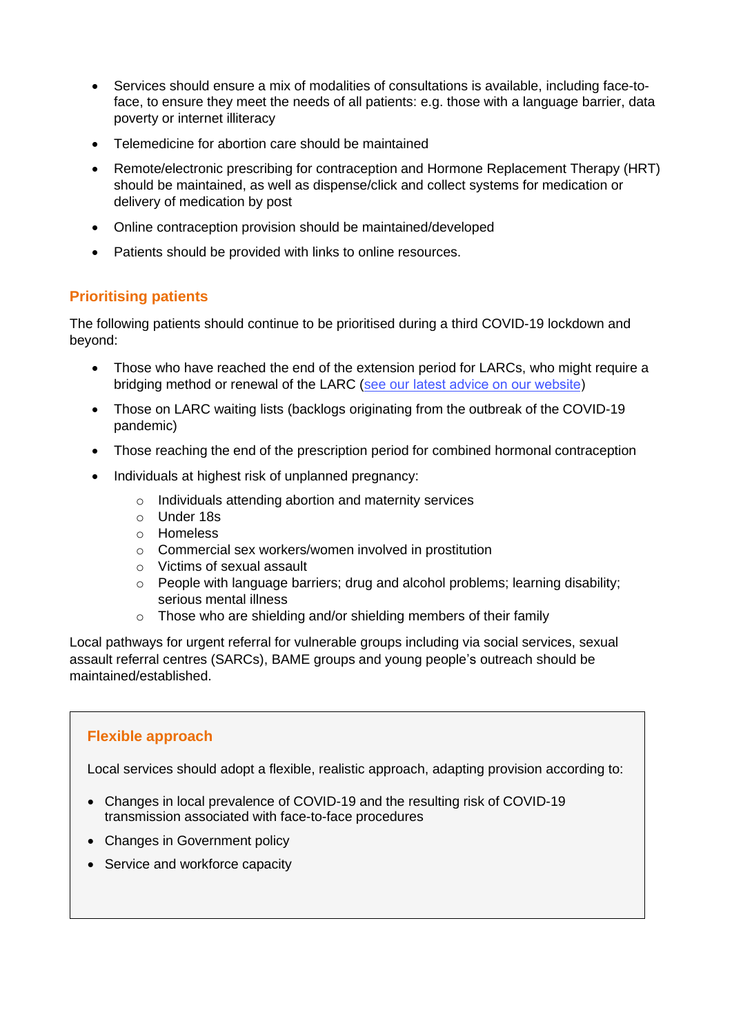- Services should ensure a mix of modalities of consultations is available, including face-to-face, to ensure they meet the needs of all patients: e.g. those with a language barrier, data poverty or internet illiteracy
- Telemedicine for abortion care should be maintained
- Remote/electronic prescribing for contraception and Hormone Replacement Therapy (HRT) should be maintained, as well as dispense/click and collect systems for medication or delivery of medication by post
- Online contraception provision should be maintained/developed
- Patients should be provided with links to online resources.

## Prioritising patients

The following patients should continue to be prioritised during a third COVID-19 lockdown and beyond:

- Those who have reached the end of the extension period for LARCs, who might require a bridging method or renewal of the LARC (see our latest advice on our website)
- Those on LARC waiting lists (backlogs originating from the outbreak of the COVID-19 pandemic)
- Those reaching the end of the prescription period for combined hormonal contraception
- Individuals at highest risk of unplanned pregnancy:
    - Individuals attending abortion and maternity services
    - Under 18s
    - Homeless
    - Commercial sex workers/women involved in prostitution
    - Victims of sexual assault
    - People with language barriers; drug and alcohol problems; learning disability; serious mental illness
    - Those who are shielding and/or shielding members of their family

Local pathways for urgent referral for vulnerable groups including via social services, sexual assault referral centres (SARCs), BAME groups and young people's outreach should be maintained/established.

## Flexible approach

Local services should adopt a flexible, realistic approach, adapting provision according to:

- Changes in local prevalence of COVID-19 and the resulting risk of COVID-19 transmission associated with face-to-face procedures
- Changes in Government policy
- Service and workforce capacity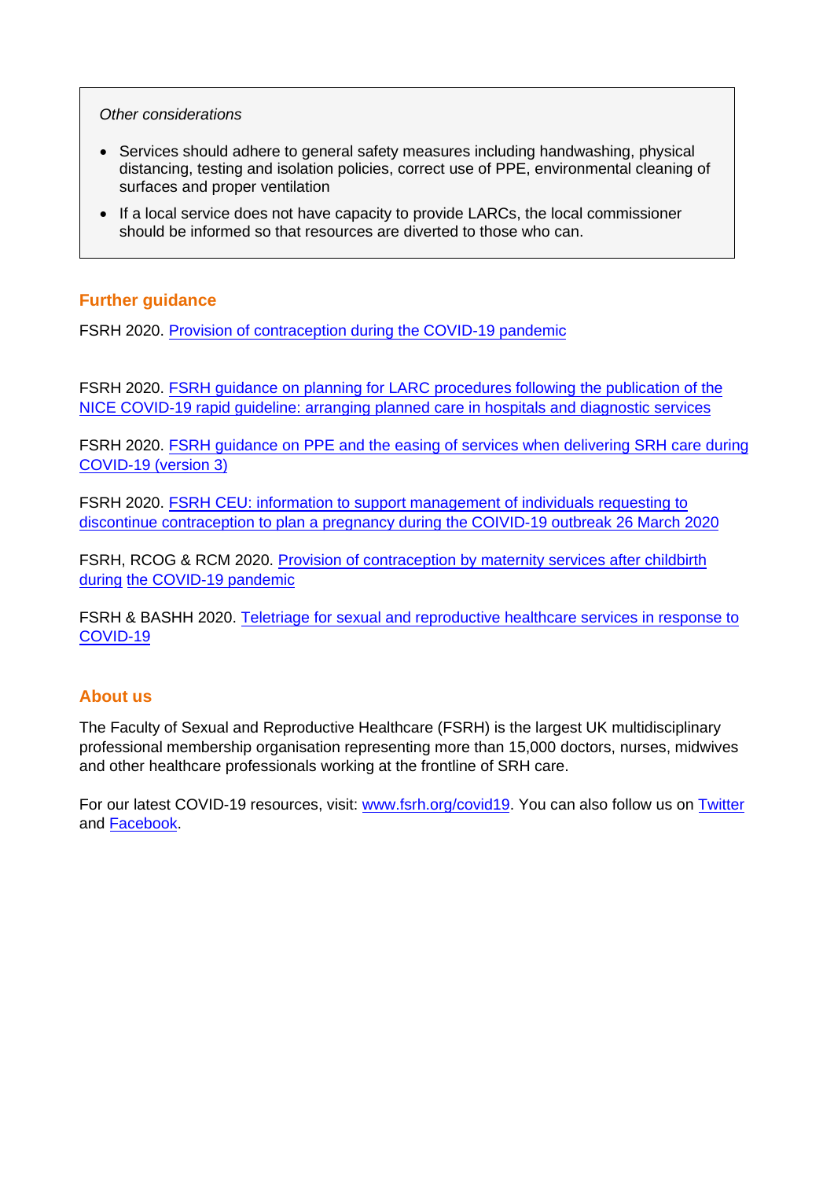*Other considerations*

- Services should adhere to general safety measures including handwashing, physical distancing, testing and isolation policies, correct use of PPE, environmental cleaning of surfaces and proper ventilation
- If a local service does not have capacity to provide LARCs, the local commissioner should be informed so that resources are diverted to those who can.

## Further guidance

FSRH 2020. Provision of contraception during the COVID-19 pandemic

FSRH 2020. FSRH guidance on planning for LARC procedures following the publication of the NICE COVID-19 rapid guideline: arranging planned care in hospitals and diagnostic services

FSRH 2020. FSRH guidance on PPE and the easing of services when delivering SRH care during COVID-19 (version 3)

FSRH 2020. FSRH CEU: information to support management of individuals requesting to discontinue contraception to plan a pregnancy during the COIVID-19 outbreak 26 March 2020

FSRH, RCOG & RCM 2020. Provision of contraception by maternity services after childbirth during the COVID-19 pandemic

FSRH & BASHH 2020. Teletriage for sexual and reproductive healthcare services in response to COVID-19

## About us

The Faculty of Sexual and Reproductive Healthcare (FSRH) is the largest UK multidisciplinary professional membership organisation representing more than 15,000 doctors, nurses, midwives and other healthcare professionals working at the frontline of SRH care.

For our latest COVID-19 resources, visit: www.fsrh.org/covid19. You can also follow us on Twitter and Facebook.